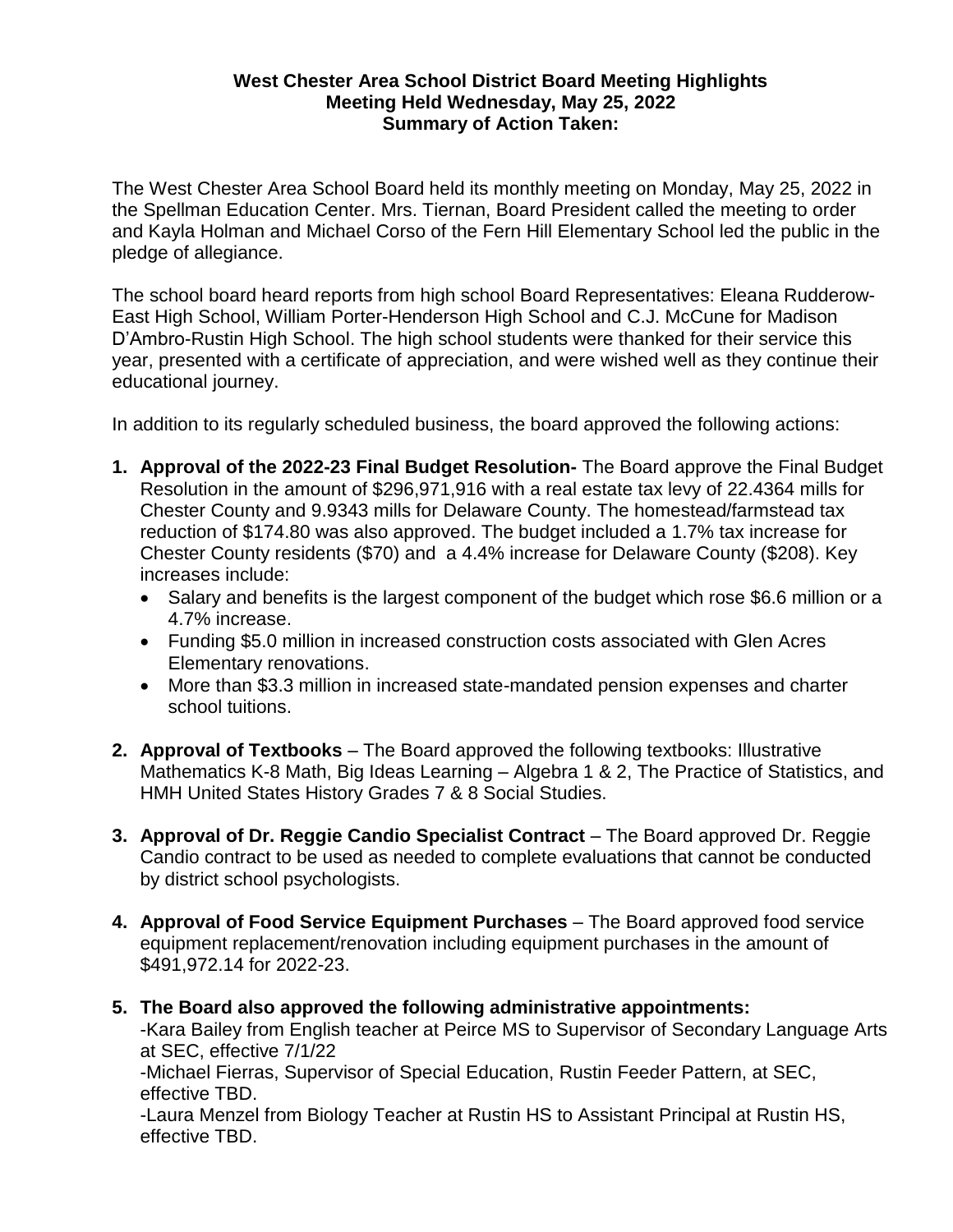**West Chester Area School District Board Meeting Highlights**
**Meeting Held Wednesday, May 25, 2022**
**Summary of Action Taken:**

The West Chester Area School Board held its monthly meeting on Monday, May 25, 2022 in the Spellman Education Center. Mrs. Tiernan, Board President called the meeting to order and Kayla Holman and Michael Corso of the Fern Hill Elementary School led the public in the pledge of allegiance.

The school board heard reports from high school Board Representatives: Eleana Rudderow-East High School, William Porter-Henderson High School and C.J. McCune for Madison D'Ambro-Rustin High School. The high school students were thanked for their service this year, presented with a certificate of appreciation, and were wished well as they continue their educational journey.

In addition to its regularly scheduled business, the board approved the following actions:

1. **Approval of the 2022-23 Final Budget Resolution-** The Board approve the Final Budget Resolution in the amount of $296,971,916 with a real estate tax levy of 22.4364 mills for Chester County and 9.9343 mills for Delaware County. The homestead/farmstead tax reduction of $174.80 was also approved. The budget included a 1.7% tax increase for Chester County residents ($70) and a 4.4% increase for Delaware County ($208). Key increases include:
   - Salary and benefits is the largest component of the budget which rose $6.6 million or a 4.7% increase.
   - Funding $5.0 million in increased construction costs associated with Glen Acres Elementary renovations.
   - More than $3.3 million in increased state-mandated pension expenses and charter school tuitions.

2. **Approval of Textbooks** – The Board approved the following textbooks: Illustrative Mathematics K-8 Math, Big Ideas Learning – Algebra 1 & 2, The Practice of Statistics, and HMH United States History Grades 7 & 8 Social Studies.

3. **Approval of Dr. Reggie Candio Specialist Contract** – The Board approved Dr. Reggie Candio contract to be used as needed to complete evaluations that cannot be conducted by district school psychologists.

4. **Approval of Food Service Equipment Purchases** – The Board approved food service equipment replacement/renovation including equipment purchases in the amount of $491,972.14 for 2022-23.

5. **The Board also approved the following administrative appointments:**
   -Kara Bailey from English teacher at Peirce MS to Supervisor of Secondary Language Arts at SEC, effective 7/1/22
   -Michael Fierras, Supervisor of Special Education, Rustin Feeder Pattern, at SEC, effective TBD.
   -Laura Menzel from Biology Teacher at Rustin HS to Assistant Principal at Rustin HS, effective TBD.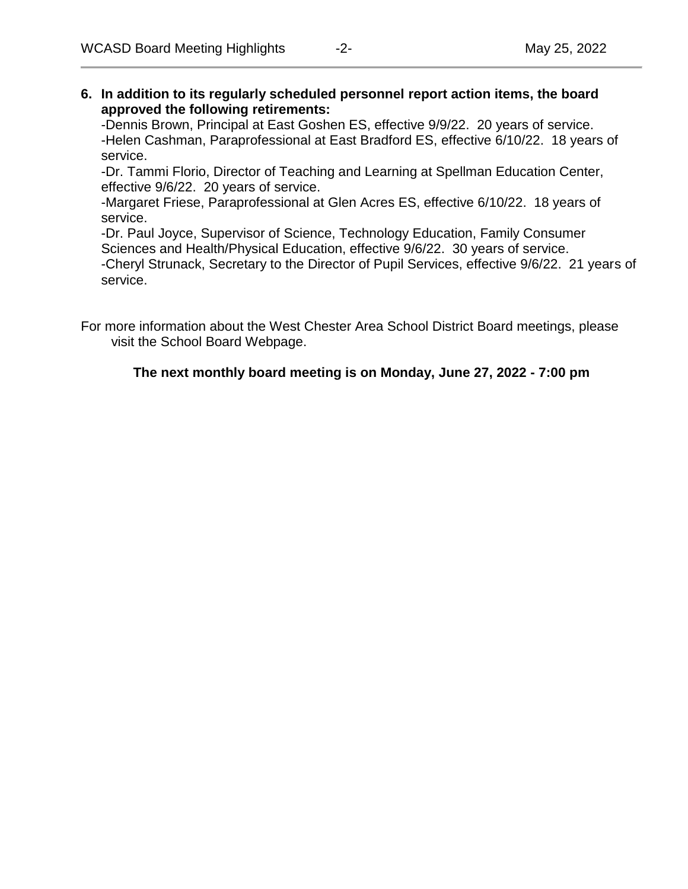6. **In addition to its regularly scheduled personnel report action items, the board approved the following retirements:**

   -Dennis Brown, Principal at East Goshen ES, effective 9/9/22. 20 years of service.
   -Helen Cashman, Paraprofessional at East Bradford ES, effective 6/10/22. 18 years of service.
   -Dr. Tammi Florio, Director of Teaching and Learning at Spellman Education Center, effective 9/6/22. 20 years of service.
   -Margaret Friese, Paraprofessional at Glen Acres ES, effective 6/10/22. 18 years of service.
   -Dr. Paul Joyce, Supervisor of Science, Technology Education, Family Consumer Sciences and Health/Physical Education, effective 9/6/22. 30 years of service.
   -Cheryl Strunack, Secretary to the Director of Pupil Services, effective 9/6/22. 21 years of service.

For more information about the West Chester Area School District Board meetings, please visit the School Board Webpage.

**The next monthly board meeting is on Monday, June 27, 2022 - 7:00 pm**